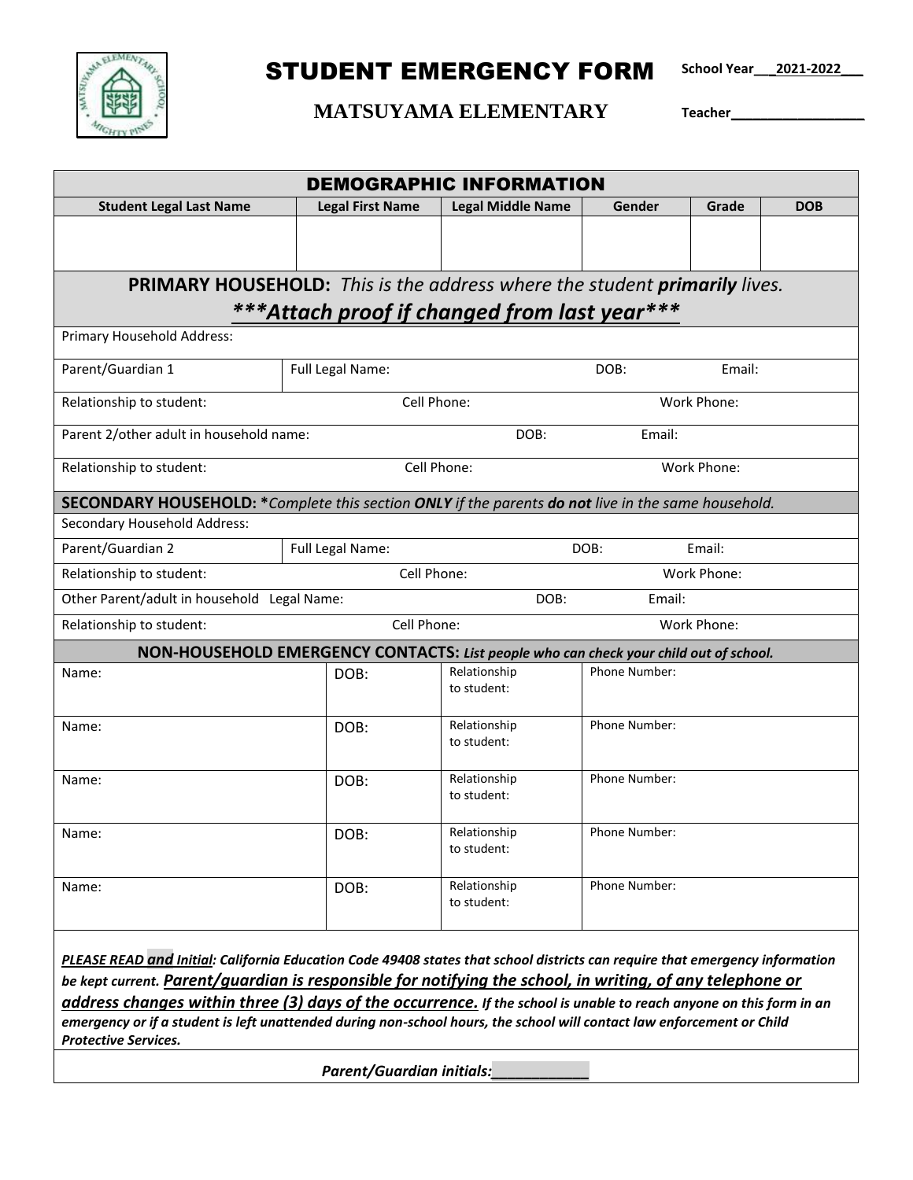# STUDENT EMERGENCY FORM

**School Year___2021-2022___**

## MATSUYAMA ELEMENTARY

**Teacher_________________**

| DEMOGRAPHIC INFORMATION | | | | | |
|---|---|---|---|---|---|
| **Student Legal Last Name** | **Legal First Name** | **Legal Middle Name** | **Gender** | **Grade** | **DOB** |
| | | | | | |

**PRIMARY HOUSEHOLD:** *This is the address where the student **primarily** lives.*

***\*\*\*Attach proof if changed from last year\*\*\****

| | | | | |
|---|---|---|---|---|
| Primary Household Address: | | | | |
| Parent/Guardian 1 | Full Legal Name: | | DOB: | Email: |
| Relationship to student: | | Cell Phone: | | Work Phone: |
| Parent 2/other adult in household name: | | DOB: | | Email: |
| Relationship to student: | | Cell Phone: | | Work Phone: |

**SECONDARY HOUSEHOLD: \****Complete this section **ONLY** if the parents **do not** live in the same household.*

| | | | | |
|---|---|---|---|---|
| Secondary Household Address: | | | | |
| Parent/Guardian 2 | Full Legal Name: | | DOB: | Email: |
| Relationship to student: | | Cell Phone: | | Work Phone: |
| Other Parent/adult in household Legal Name: | | DOB: | | Email: |
| Relationship to student: | | Cell Phone: | | Work Phone: |

**NON-HOUSEHOLD EMERGENCY CONTACTS:** ***List people who can check your child out of school.***

| | | | |
|---|---|---|---|
| Name: | DOB: | Relationship to student: | Phone Number: |
| Name: | DOB: | Relationship to student: | Phone Number: |
| Name: | DOB: | Relationship to student: | Phone Number: |
| Name: | DOB: | Relationship to student: | Phone Number: |
| Name: | DOB: | Relationship to student: | Phone Number: |

***PLEASE READ and Initial**: **California Education Code 49408 states that school districts can require that emergency information be kept current. Parent/guardian is responsible for notifying the school, in writing, of any telephone or address changes within three (3) days of the occurrence. If the school is unable to reach anyone on this form in an emergency or if a student is left unattended during non-school hours, the school will contact law enforcement or Child Protective Services.***

***Parent/Guardian initials:____________***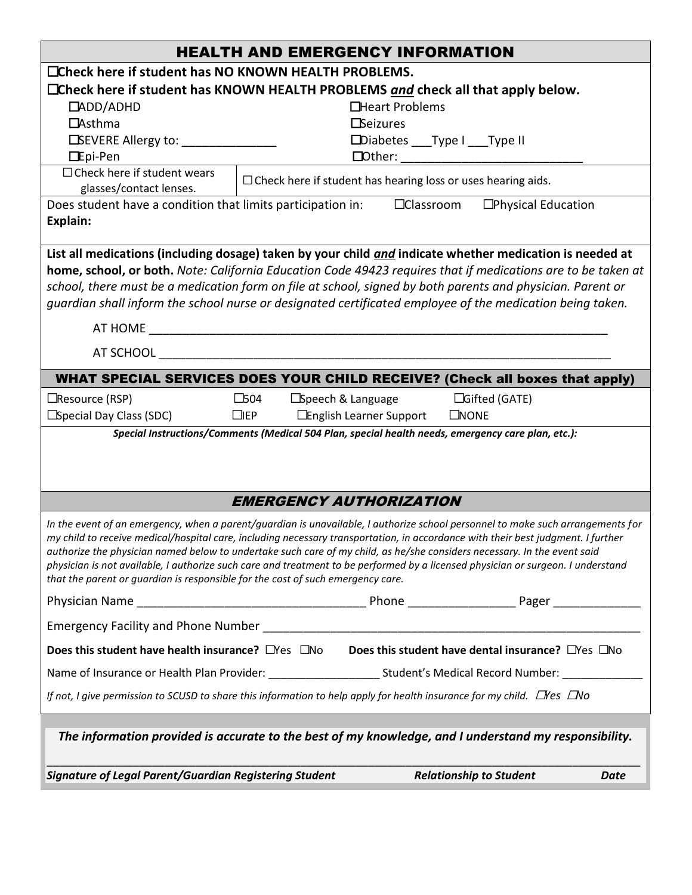## HEALTH AND EMERGENCY INFORMATION

☐**Check here if student has NO KNOWN HEALTH PROBLEMS.**

☐**Check here if student has KNOWN HEALTH PROBLEMS *and* check all that apply below.**

| | |
|---|---|
| ☐ADD/ADHD | ☐Heart Problems |
| ☐Asthma | ☐Seizures |
| ☐SEVERE Allergy to: ______________ | ☐Diabetes ___Type I ___Type II |
| ☐Epi-Pen | ☐Other: ___________________________ |

| | |
|---|---|
| ☐ Check here if student wears glasses/contact lenses. | ☐ Check here if student has hearing loss or uses hearing aids. |

Does student have a condition that limits participation in: ☐Classroom ☐Physical Education

**Explain:**

**List all medications (including dosage) taken by your child *and* indicate whether medication is needed at home, school, or both.** *Note: California Education Code 49423 requires that if medications are to be taken at school, there must be a medication form on file at school, signed by both parents and physician. Parent or guardian shall inform the school nurse or designated certificated employee of the medication being taken.*

AT HOME ______________________________________________________________________

AT SCHOOL ____________________________________________________________________

## WHAT SPECIAL SERVICES DOES YOUR CHILD RECEIVE? (Check all boxes that apply)

| | | | |
|---|---|---|---|
| ☐Resource (RSP) | ☐504 | ☐Speech & Language | ☐Gifted (GATE) |
| ☐Special Day Class (SDC) | ☐IEP | ☐English Learner Support | ☐NONE |

***Special Instructions/Comments (Medical 504 Plan, special health needs, emergency care plan, etc.):***

## *EMERGENCY AUTHORIZATION*

*In the event of an emergency, when a parent/guardian is unavailable, I authorize school personnel to make such arrangements for my child to receive medical/hospital care, including necessary transportation, in accordance with their best judgment. I further authorize the physician named below to undertake such care of my child, as he/she considers necessary. In the event said physician is not available, I authorize such care and treatment to be performed by a licensed physician or surgeon. I understand that the parent or guardian is responsible for the cost of such emergency care.*

Physician Name __________________________________ Phone ________________ Pager _____________

Emergency Facility and Phone Number __________________________________________________________

**Does this student have health insurance?** ☐Yes ☐No **Does this student have dental insurance?** ☐Yes ☐No

Name of Insurance or Health Plan Provider: _________________ Student's Medical Record Number: _____________

*If not, I give permission to SCUSD to share this information to help apply for health insurance for my child.* ☐*Yes* ☐*No*

***The information provided is accurate to the best of my knowledge, and I understand my responsibility.***

_____________________________________________________________________________________________

***Signature of Legal Parent/Guardian Registering Student*** ***Relationship to Student*** ***Date***